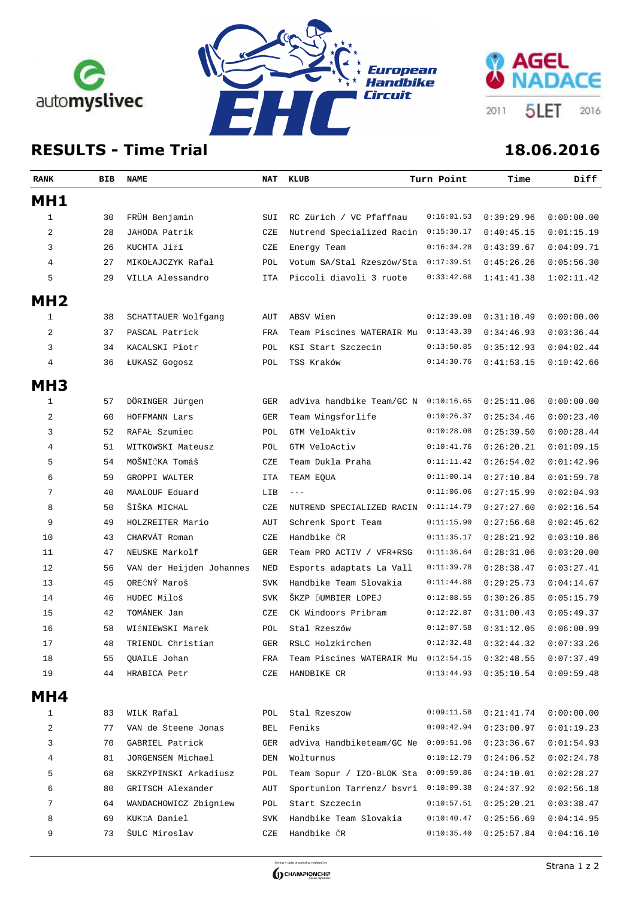automyslivec

European Handbike Circuit EHC

AGEL NADACE 2011 5LET 2016

# RESULTS - Time Trial

**18.06.2016**

| RANK | BIB | NAME | NAT | KLUB | Turn Point | Time | Diff |
|---|---|---|---|---|---|---|---|
| **MH1** | | | | | | | |
| 1 | 30 | FRÜH Benjamin | SUI | RC Zürich / VC Pfaffnau | 0:16:01.53 | 0:39:29.96 | 0:00:00.00 |
| 2 | 28 | JAHODA Patrik | CZE | Nutrend Specialized Racin | 0:15:30.17 | 0:40:45.15 | 0:01:15.19 |
| 3 | 26 | KUCHTA Jiří | CZE | Energy Team | 0:16:34.28 | 0:43:39.67 | 0:04:09.71 |
| 4 | 27 | MIKOŁAJCZYK Rafał | POL | Votum SA/Stal Rzeszów/Sta | 0:17:39.51 | 0:45:26.26 | 0:05:56.30 |
| 5 | 29 | VILLA Alessandro | ITA | Piccoli diavoli 3 ruote | 0:33:42.68 | 1:41:41.38 | 1:02:11.42 |
| **MH2** | | | | | | | |
| 1 | 38 | SCHATTAUER Wolfgang | AUT | ABSV Wien | 0:12:39.08 | 0:31:10.49 | 0:00:00.00 |
| 2 | 37 | PASCAL Patrick | FRA | Team Piscines WATERAIR Mu | 0:13:43.39 | 0:34:46.93 | 0:03:36.44 |
| 3 | 34 | KACALSKI Piotr | POL | KSI Start Szczecin | 0:13:50.85 | 0:35:12.93 | 0:04:02.44 |
| 4 | 36 | ŁUKASZ Gogosz | POL | TSS Kraków | 0:14:30.76 | 0:41:53.15 | 0:10:42.66 |
| **MH3** | | | | | | | |
| 1 | 57 | DÖRINGER Jürgen | GER | adViva handbike Team/GC N | 0:10:16.65 | 0:25:11.06 | 0:00:00.00 |
| 2 | 60 | HOFFMANN Lars | GER | Team Wingsforlife | 0:10:26.37 | 0:25:34.46 | 0:00:23.40 |
| 3 | 52 | RAFAŁ Szumiec | POL | GTM VeloAktiv | 0:10:28.08 | 0:25:39.50 | 0:00:28.44 |
| 4 | 51 | WITKOWSKI Mateusz | POL | GTM VeloActiv | 0:10:41.76 | 0:26:20.21 | 0:01:09.15 |
| 5 | 54 | MOŠNIČKA Tomáš | CZE | Team Dukla Praha | 0:11:11.42 | 0:26:54.02 | 0:01:42.96 |
| 6 | 59 | GROPPI WALTER | ITA | TEAM EQUA | 0:11:00.14 | 0:27:10.84 | 0:01:59.78 |
| 7 | 40 | MAALOUF Eduard | LIB | --- | 0:11:06.06 | 0:27:15.99 | 0:02:04.93 |
| 8 | 50 | ŠIŠKA MICHAL | CZE | NUTREND SPECIALIZED RACIN | 0:11:14.79 | 0:27:27.60 | 0:02:16.54 |
| 9 | 49 | HOLZREITER Mario | AUT | Schrenk Sport Team | 0:11:15.90 | 0:27:56.68 | 0:02:45.62 |
| 10 | 43 | CHARVÁT Roman | CZE | Handbike ČR | 0:11:35.17 | 0:28:21.92 | 0:03:10.86 |
| 11 | 47 | NEUSKE Markolf | GER | Team PRO ACTIV / VFR+RSG | 0:11:36.64 | 0:28:31.06 | 0:03:20.00 |
| 12 | 56 | VAN der Heijden Johannes | NED | Esports adaptats La Vall | 0:11:39.78 | 0:28:38.47 | 0:03:27.41 |
| 13 | 45 | OREČNÝ Maroš | SVK | Handbike Team Slovakia | 0:11:44.88 | 0:29:25.73 | 0:04:14.67 |
| 14 | 46 | HUDEC Miloš | SVK | ŠKZP ĎUMBIER LOPEJ | 0:12:08.55 | 0:30:26.85 | 0:05:15.79 |
| 15 | 42 | TOMÁNEK Jan | CZE | CK Windoors Pribram | 0:12:22.87 | 0:31:00.43 | 0:05:49.37 |
| 16 | 58 | WIŚNIEWSKI Marek | POL | Stal Rzeszów | 0:12:07.58 | 0:31:12.05 | 0:06:00.99 |
| 17 | 48 | TRIENDL Christian | GER | RSLC Holzkirchen | 0:12:32.48 | 0:32:44.32 | 0:07:33.26 |
| 18 | 55 | QUAILE Johan | FRA | Team Piscines WATERAIR Mu | 0:12:54.15 | 0:32:48.55 | 0:07:37.49 |
| 19 | 44 | HRABICA Petr | CZE | HANDBIKE CR | 0:13:44.93 | 0:35:10.54 | 0:09:59.48 |
| **MH4** | | | | | | | |
| 1 | 83 | WILK Rafal | POL | Stal Rzeszow | 0:09:11.58 | 0:21:41.74 | 0:00:00.00 |
| 2 | 77 | VAN de Steene Jonas | BEL | Feniks | 0:09:42.94 | 0:23:00.97 | 0:01:19.23 |
| 3 | 70 | GABRIEL Patrick | GER | adViva Handbiketeam/GC Ne | 0:09:51.96 | 0:23:36.67 | 0:01:54.93 |
| 4 | 81 | JORGENSEN Michael | DEN | Wolturnus | 0:10:12.79 | 0:24:06.52 | 0:02:24.78 |
| 5 | 68 | SKRZYPINSKI Arkadiusz | POL | Team Sopur / IZO-BLOK Sta | 0:09:59.86 | 0:24:10.01 | 0:02:28.27 |
| 6 | 80 | GRITSCH Alexander | AUT | Sportunion Tarrenz/ bsvri | 0:10:09.38 | 0:24:37.92 | 0:02:56.18 |
| 7 | 64 | WANDACHOWICZ Zbigniew | POL | Start Szczecin | 0:10:57.51 | 0:25:20.21 | 0:03:38.47 |
| 8 | 69 | KUKĽA Daniel | SVK | Handbike Team Slovakia | 0:10:40.47 | 0:25:56.69 | 0:04:14.95 |
| 9 | 73 | ŠULC Miroslav | CZE | Handbike ČR | 0:10:35.40 | 0:25:57.84 | 0:04:16.10 |

timing + data processing realized by CHAMPIONCHIP Česká republika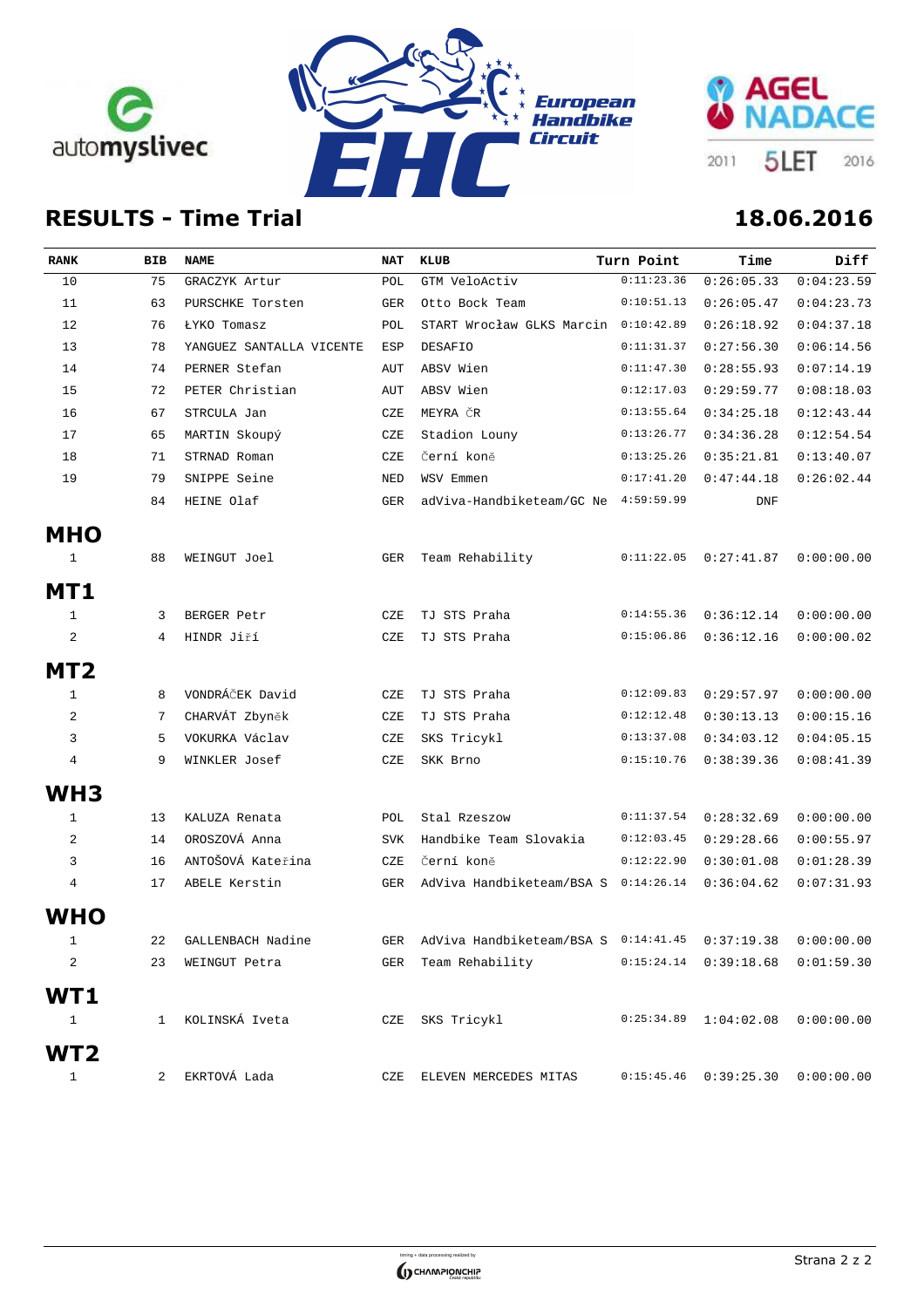automyslivec

European Handbike Circuit EHC

AGEL NADACE 2011 5LET 2016

## RESULTS - Time Trial

## 18.06.2016

| RANK | BIB | NAME | NAT | KLUB | Turn Point | Time | Diff |
|---|---|---|---|---|---|---|---|
| 10 | 75 | GRACZYK Artur | POL | GTM VeloActiv | 0:11:23.36 | 0:26:05.33 | 0:04:23.59 |
| 11 | 63 | PURSCHKE Torsten | GER | Otto Bock Team | 0:10:51.13 | 0:26:05.47 | 0:04:23.73 |
| 12 | 76 | ŁYKO Tomasz | POL | START Wrocław GLKS Marcin | 0:10:42.89 | 0:26:18.92 | 0:04:37.18 |
| 13 | 78 | YANGUEZ SANTALLA VICENTE | ESP | DESAFIO | 0:11:31.37 | 0:27:56.30 | 0:06:14.56 |
| 14 | 74 | PERNER Stefan | AUT | ABSV Wien | 0:11:47.30 | 0:28:55.93 | 0:07:14.19 |
| 15 | 72 | PETER Christian | AUT | ABSV Wien | 0:12:17.03 | 0:29:59.77 | 0:08:18.03 |
| 16 | 67 | STRCULA Jan | CZE | MEYRA ČR | 0:13:55.64 | 0:34:25.18 | 0:12:43.44 |
| 17 | 65 | MARTIN Skoupý | CZE | Stadion Louny | 0:13:26.77 | 0:34:36.28 | 0:12:54.54 |
| 18 | 71 | STRNAD Roman | CZE | Černí koně | 0:13:25.26 | 0:35:21.81 | 0:13:40.07 |
| 19 | 79 | SNIPPE Seine | NED | WSV Emmen | 0:17:41.20 | 0:47:44.18 | 0:26:02.44 |
| | 84 | HEINE Olaf | GER | adViva-Handbiketeam/GC Ne | 4:59:59.99 | DNF | |

## MHO

| RANK | BIB | NAME | NAT | KLUB | Turn Point | Time | Diff |
|---|---|---|---|---|---|---|---|
| 1 | 88 | WEINGUT Joel | GER | Team Rehability | 0:11:22.05 | 0:27:41.87 | 0:00:00.00 |

## MT1

| RANK | BIB | NAME | NAT | KLUB | Turn Point | Time | Diff |
|---|---|---|---|---|---|---|---|
| 1 | 3 | BERGER Petr | CZE | TJ STS Praha | 0:14:55.36 | 0:36:12.14 | 0:00:00.00 |
| 2 | 4 | HINDR Jiří | CZE | TJ STS Praha | 0:15:06.86 | 0:36:12.16 | 0:00:00.02 |

## MT2

| RANK | BIB | NAME | NAT | KLUB | Turn Point | Time | Diff |
|---|---|---|---|---|---|---|---|
| 1 | 8 | VONDRÁČEK David | CZE | TJ STS Praha | 0:12:09.83 | 0:29:57.97 | 0:00:00.00 |
| 2 | 7 | CHARVÁT Zbyněk | CZE | TJ STS Praha | 0:12:12.48 | 0:30:13.13 | 0:00:15.16 |
| 3 | 5 | VOKURKA Václav | CZE | SKS Tricykl | 0:13:37.08 | 0:34:03.12 | 0:04:05.15 |
| 4 | 9 | WINKLER Josef | CZE | SKK Brno | 0:15:10.76 | 0:38:39.36 | 0:08:41.39 |

## WH3

| RANK | BIB | NAME | NAT | KLUB | Turn Point | Time | Diff |
|---|---|---|---|---|---|---|---|
| 1 | 13 | KALUZA Renata | POL | Stal Rzeszow | 0:11:37.54 | 0:28:32.69 | 0:00:00.00 |
| 2 | 14 | OROSZOVÁ Anna | SVK | Handbike Team Slovakia | 0:12:03.45 | 0:29:28.66 | 0:00:55.97 |
| 3 | 16 | ANTOŠOVÁ Kateřina | CZE | Černí koně | 0:12:22.90 | 0:30:01.08 | 0:01:28.39 |
| 4 | 17 | ABELE Kerstin | GER | AdViva Handbiketeam/BSA S | 0:14:26.14 | 0:36:04.62 | 0:07:31.93 |

## WHO

| RANK | BIB | NAME | NAT | KLUB | Turn Point | Time | Diff |
|---|---|---|---|---|---|---|---|
| 1 | 22 | GALLENBACH Nadine | GER | AdViva Handbiketeam/BSA S | 0:14:41.45 | 0:37:19.38 | 0:00:00.00 |
| 2 | 23 | WEINGUT Petra | GER | Team Rehability | 0:15:24.14 | 0:39:18.68 | 0:01:59.30 |

## WT1

| RANK | BIB | NAME | NAT | KLUB | Turn Point | Time | Diff |
|---|---|---|---|---|---|---|---|
| 1 | 1 | KOLINSKÁ Iveta | CZE | SKS Tricykl | 0:25:34.89 | 1:04:02.08 | 0:00:00.00 |

## WT2

| RANK | BIB | NAME | NAT | KLUB | Turn Point | Time | Diff |
|---|---|---|---|---|---|---|---|
| 1 | 2 | EKRTOVÁ Lada | CZE | ELEVEN MERCEDES MITAS | 0:15:45.46 | 0:39:25.30 | 0:00:00.00 |

timing + data processing realized by CHAMPIONCHIP